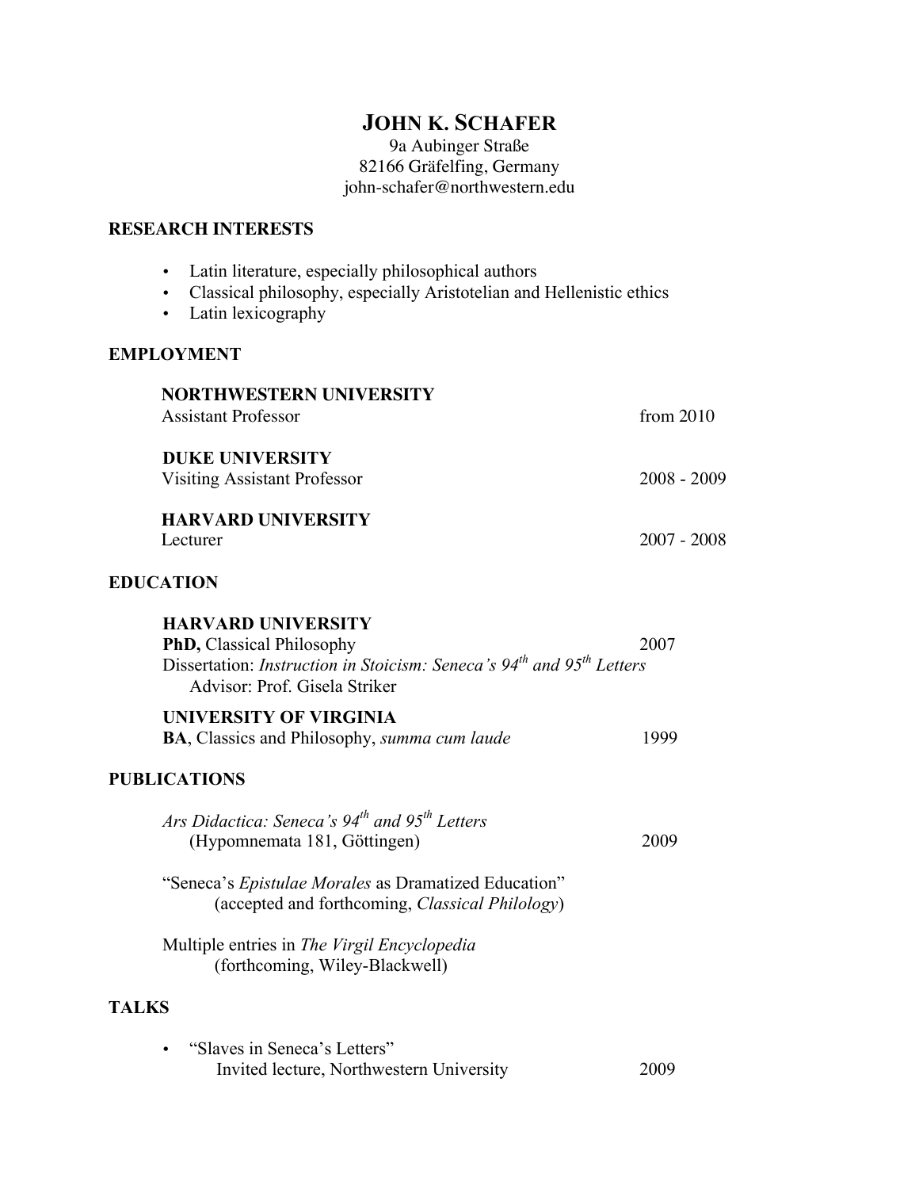# JOHN K. SCHAFER

9a Aubinger Straße
82166 Gräfelfing, Germany
john-schafer@northwestern.edu

## RESEARCH INTERESTS

- Latin literature, especially philosophical authors
- Classical philosophy, especially Aristotelian and Hellenistic ethics
- Latin lexicography

## EMPLOYMENT

**NORTHWESTERN UNIVERSITY**
Assistant Professor — from 2010

**DUKE UNIVERSITY**
Visiting Assistant Professor — 2008 - 2009

**HARVARD UNIVERSITY**
Lecturer — 2007 - 2008

## EDUCATION

**HARVARD UNIVERSITY**
**PhD,** Classical Philosophy — 2007
Dissertation: *Instruction in Stoicism: Seneca's 94th and 95th Letters*
Advisor: Prof. Gisela Striker

**UNIVERSITY OF VIRGINIA**
**BA**, Classics and Philosophy, *summa cum laude* — 1999

## PUBLICATIONS

*Ars Didactica: Seneca's 94th and 95th Letters*
(Hypomnemata 181, Göttingen) — 2009

"Seneca's *Epistulae Morales* as Dramatized Education"
(accepted and forthcoming, *Classical Philology*)

Multiple entries in *The Virgil Encyclopedia*
(forthcoming, Wiley-Blackwell)

## TALKS

- "Slaves in Seneca's Letters"
  Invited lecture, Northwestern University — 2009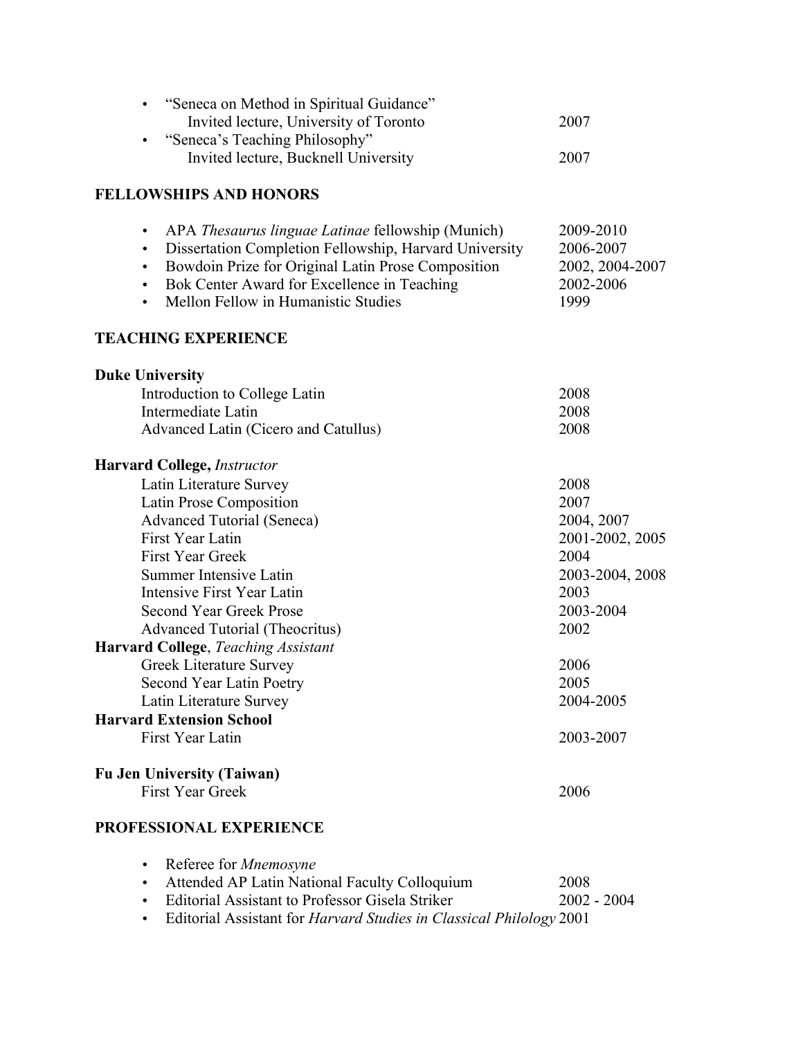- "Seneca on Method in Spiritual Guidance"  
  Invited lecture, University of Toronto — 2007
- "Seneca's Teaching Philosophy"  
  Invited lecture, Bucknell University — 2007

## FELLOWSHIPS AND HONORS

- APA *Thesaurus linguae Latinae* fellowship (Munich) — 2009-2010
- Dissertation Completion Fellowship, Harvard University — 2006-2007
- Bowdoin Prize for Original Latin Prose Composition — 2002, 2004-2007
- Bok Center Award for Excellence in Teaching — 2002-2006
- Mellon Fellow in Humanistic Studies — 1999

## TEACHING EXPERIENCE

| | |
|---|---|
| **Duke University** | |
| Introduction to College Latin | 2008 |
| Intermediate Latin | 2008 |
| Advanced Latin (Cicero and Catullus) | 2008 |
| **Harvard College,** *Instructor* | |
| Latin Literature Survey | 2008 |
| Latin Prose Composition | 2007 |
| Advanced Tutorial (Seneca) | 2004, 2007 |
| First Year Latin | 2001-2002, 2005 |
| First Year Greek | 2004 |
| Summer Intensive Latin | 2003-2004, 2008 |
| Intensive First Year Latin | 2003 |
| Second Year Greek Prose | 2003-2004 |
| Advanced Tutorial (Theocritus) | 2002 |
| **Harvard College**, *Teaching Assistant* | |
| Greek Literature Survey | 2006 |
| Second Year Latin Poetry | 2005 |
| Latin Literature Survey | 2004-2005 |
| **Harvard Extension School** | |
| First Year Latin | 2003-2007 |
| **Fu Jen University (Taiwan)** | |
| First Year Greek | 2006 |

## PROFESSIONAL EXPERIENCE

- Referee for *Mnemosyne*
- Attended AP Latin National Faculty Colloquium — 2008
- Editorial Assistant to Professor Gisela Striker — 2002 - 2004
- Editorial Assistant for *Harvard Studies in Classical Philology* — 2001